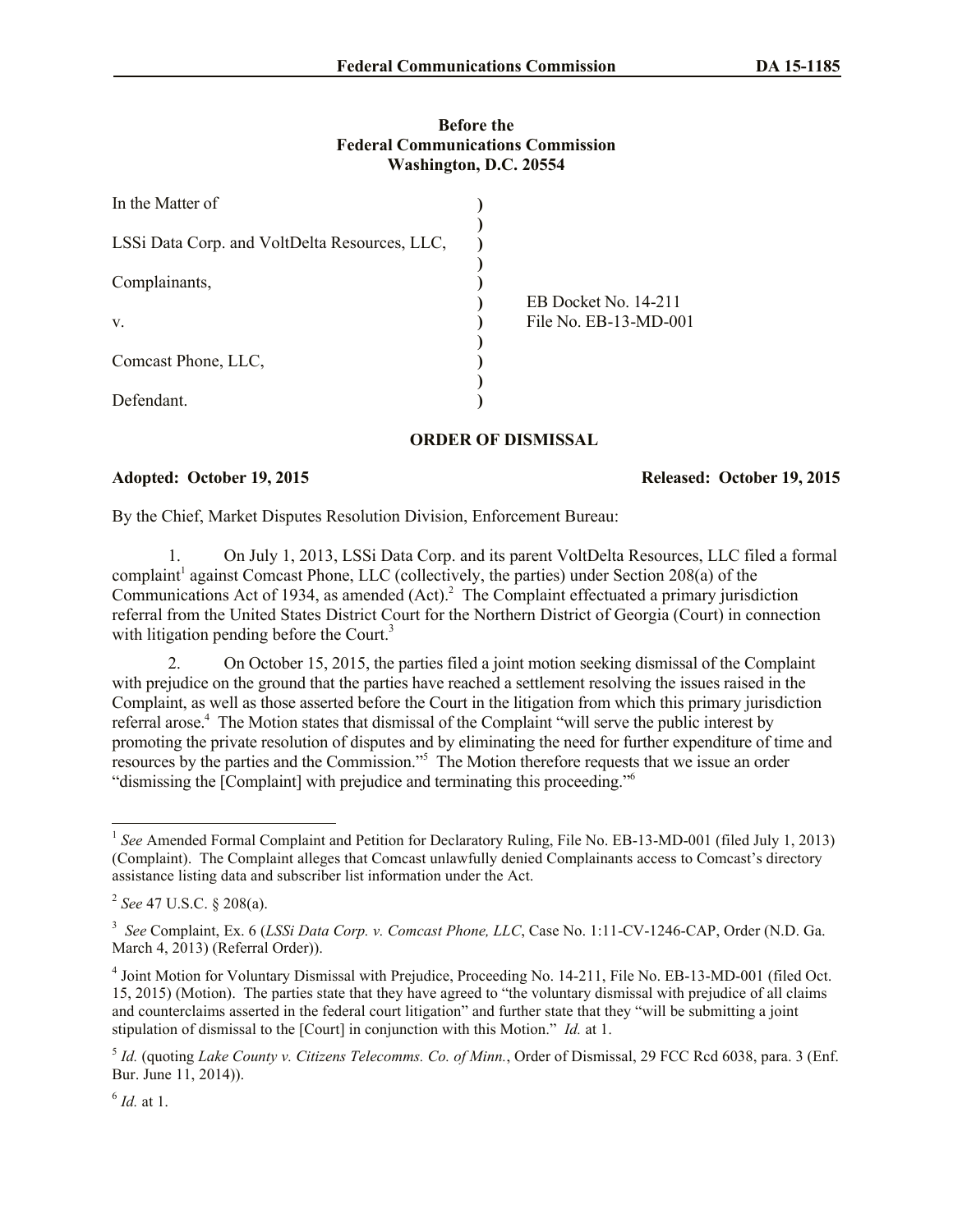**Before the**
**Federal Communications Commission**
**Washington, D.C. 20554**

| | |
|---|---|
| In the Matter of | |
| LSSi Data Corp. and VoltDelta Resources, LLC, | |
| Complainants, | |
| v. | EB Docket No. 14-211 File No. EB-13-MD-001 |
| Comcast Phone, LLC, | |
| Defendant. | |

## ORDER OF DISMISSAL

**Adopted: October 19, 2015** **Released: October 19, 2015**

By the Chief, Market Disputes Resolution Division, Enforcement Bureau:

1. On July 1, 2013, LSSi Data Corp. and its parent VoltDelta Resources, LLC filed a formal complaint[1] against Comcast Phone, LLC (collectively, the parties) under Section 208(a) of the Communications Act of 1934, as amended (Act).[2] The Complaint effectuated a primary jurisdiction referral from the United States District Court for the Northern District of Georgia (Court) in connection with litigation pending before the Court.[3]

2. On October 15, 2015, the parties filed a joint motion seeking dismissal of the Complaint with prejudice on the ground that the parties have reached a settlement resolving the issues raised in the Complaint, as well as those asserted before the Court in the litigation from which this primary jurisdiction referral arose.[4] The Motion states that dismissal of the Complaint "will serve the public interest by promoting the private resolution of disputes and by eliminating the need for further expenditure of time and resources by the parties and the Commission."[5] The Motion therefore requests that we issue an order "dismissing the [Complaint] with prejudice and terminating this proceeding."[6]

---

[1] *See* Amended Formal Complaint and Petition for Declaratory Ruling, File No. EB-13-MD-001 (filed July 1, 2013) (Complaint). The Complaint alleges that Comcast unlawfully denied Complainants access to Comcast's directory assistance listing data and subscriber list information under the Act.

[2] *See* 47 U.S.C. § 208(a).

[3] *See* Complaint, Ex. 6 (*LSSi Data Corp. v. Comcast Phone, LLC*, Case No. 1:11-CV-1246-CAP, Order (N.D. Ga. March 4, 2013) (Referral Order)).

[4] Joint Motion for Voluntary Dismissal with Prejudice, Proceeding No. 14-211, File No. EB-13-MD-001 (filed Oct. 15, 2015) (Motion). The parties state that they have agreed to "the voluntary dismissal with prejudice of all claims and counterclaims asserted in the federal court litigation" and further state that they "will be submitting a joint stipulation of dismissal to the [Court] in conjunction with this Motion." *Id.* at 1.

[5] *Id.* (quoting *Lake County v. Citizens Telecomms. Co. of Minn.*, Order of Dismissal, 29 FCC Rcd 6038, para. 3 (Enf. Bur. June 11, 2014)).

[6] *Id.* at 1.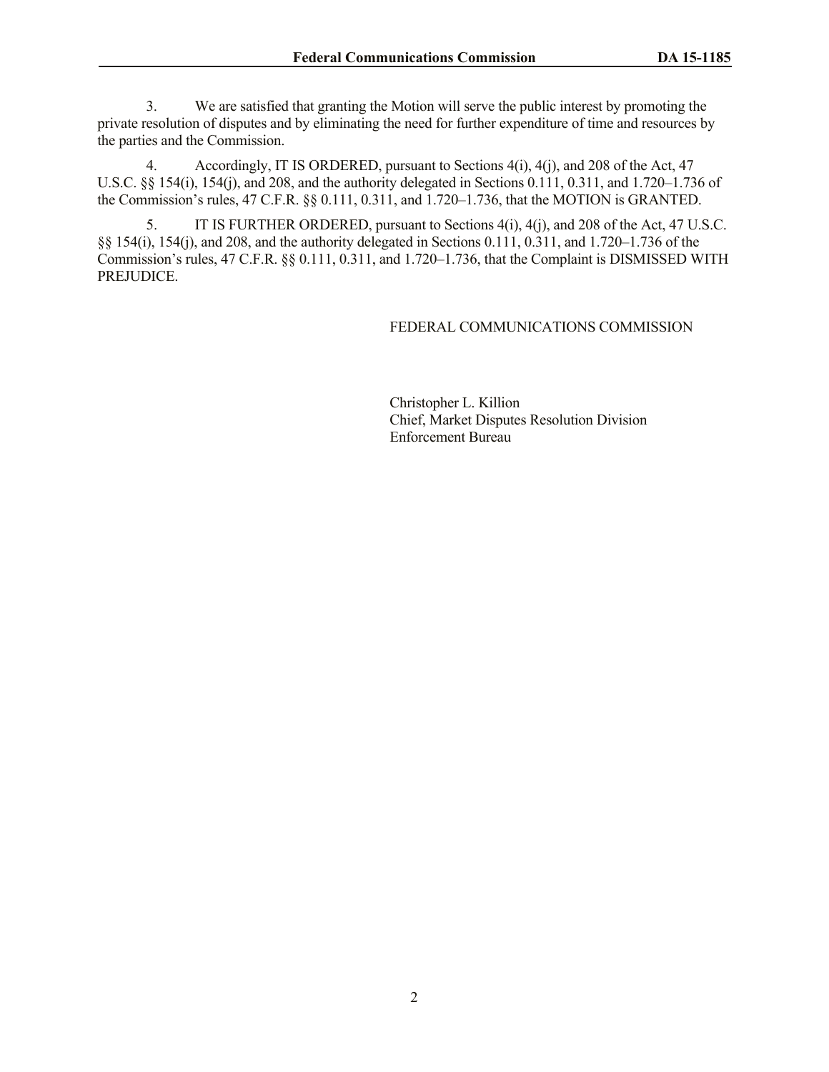3. We are satisfied that granting the Motion will serve the public interest by promoting the private resolution of disputes and by eliminating the need for further expenditure of time and resources by the parties and the Commission.

4. Accordingly, IT IS ORDERED, pursuant to Sections 4(i), 4(j), and 208 of the Act, 47 U.S.C. §§ 154(i), 154(j), and 208, and the authority delegated in Sections 0.111, 0.311, and 1.720–1.736 of the Commission's rules, 47 C.F.R. §§ 0.111, 0.311, and 1.720–1.736, that the MOTION is GRANTED.

5. IT IS FURTHER ORDERED, pursuant to Sections 4(i), 4(j), and 208 of the Act, 47 U.S.C. §§ 154(i), 154(j), and 208, and the authority delegated in Sections 0.111, 0.311, and 1.720–1.736 of the Commission's rules, 47 C.F.R. §§ 0.111, 0.311, and 1.720–1.736, that the Complaint is DISMISSED WITH PREJUDICE.

FEDERAL COMMUNICATIONS COMMISSION

Christopher L. Killion
Chief, Market Disputes Resolution Division
Enforcement Bureau